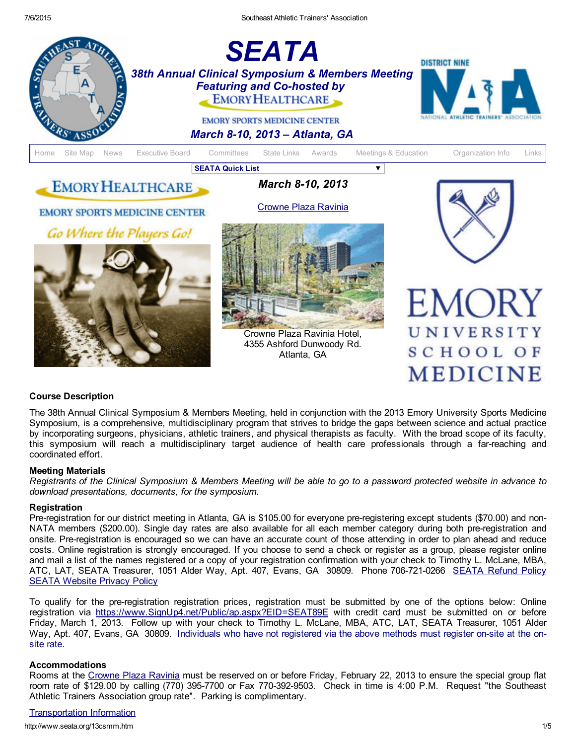# SEATA

## 38th Annual Clinical Symposium & Members Meeting
### Featuring and Co-hosted by
EMORY HEALTHCARE

EMORY SPORTS MEDICINE CENTER

### March 8-10, 2013 – Atlanta, GA

Home | Site Map | News | Executive Board | Committees | State Links | Awards | Meetings & Education | Organization Info | Links

SEATA Quick List

EMORY HEALTHCARE

EMORY SPORTS MEDICINE CENTER

*Go Where the Players Go!*

**March 8-10, 2013**

[Crowne Plaza Ravinia](#)

Crowne Plaza Ravinia Hotel,
4355 Ashford Dunwoody Rd.
Atlanta, GA

EMORY UNIVERSITY SCHOOL OF MEDICINE

### Course Description

The 38th Annual Clinical Symposium & Members Meeting, held in conjunction with the 2013 Emory University Sports Medicine Symposium, is a comprehensive, multidisciplinary program that strives to bridge the gaps between science and actual practice by incorporating surgeons, physicians, athletic trainers, and physical therapists as faculty. With the broad scope of its faculty, this symposium will reach a multidisciplinary target audience of health care professionals through a far-reaching and coordinated effort.

### Meeting Materials

*Registrants of the Clinical Symposium & Members Meeting will be able to go to a password protected website in advance to download presentations, documents, for the symposium.*

### Registration

Pre-registration for our district meeting in Atlanta, GA is $105.00 for everyone pre-registering except students ($70.00) and non-NATA members ($200.00). Single day rates are also available for all each member category during both pre-registration and onsite. Pre-registration is encouraged so we can have an accurate count of those attending in order to plan ahead and reduce costs. Online registration is strongly encouraged. If you choose to send a check or register as a group, please register online and mail a list of the names registered or a copy of your registration confirmation with your check to Timothy L. McLane, MBA, ATC, LAT, SEATA Treasurer, 1051 Alder Way, Apt. 407, Evans, GA 30809. Phone 706-721-0266 [SEATA Refund Policy](#) [SEATA Website Privacy Policy](#)

To qualify for the pre-registration registration prices, registration must be submitted by one of the options below: Online registration via [https://www.SignUp4.net/Public/ap.aspx?EID=SEAT89E](https://www.SignUp4.net/Public/ap.aspx?EID=SEAT89E) with credit card must be submitted on or before Friday, March 1, 2013. Follow up with your check to Timothy L. McLane, MBA, ATC, LAT, SEATA Treasurer, 1051 Alder Way, Apt. 407, Evans, GA 30809. Individuals who have not registered via the above methods must register on-site at the on-site rate.

### Accommodations

Rooms at the [Crowne Plaza Ravinia](#) must be reserved on or before Friday, February 22, 2013 to ensure the special group flat room rate of $129.00 by calling (770) 395-7700 or Fax 770-392-9503. Check in time is 4:00 P.M. Request "the Southeast Athletic Trainers Association group rate". Parking is complimentary.

[Transportation Information](#)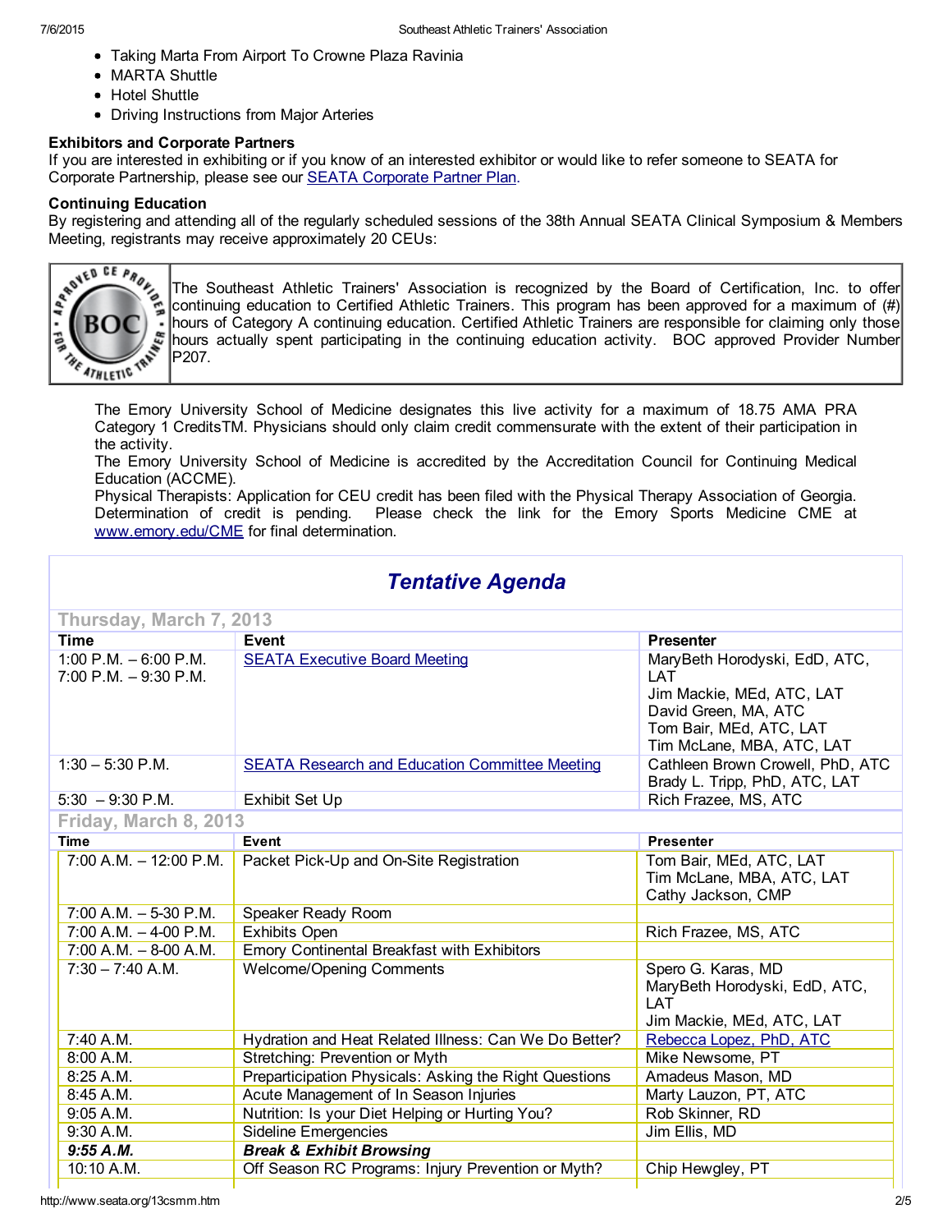- Taking Marta From Airport To Crowne Plaza Ravinia
- MARTA Shuttle
- Hotel Shuttle
- Driving Instructions from Major Arteries

**Exhibitors and Corporate Partners**

If you are interested in exhibiting or if you know of an interested exhibitor or would like to refer someone to SEATA for Corporate Partnership, please see our [SEATA Corporate Partner Plan](#).

**Continuing Education**

By registering and attending all of the regularly scheduled sessions of the 38th Annual SEATA Clinical Symposium & Members Meeting, registrants may receive approximately 20 CEUs:

APPROVED CE PROVIDER • BOC • FOR THE ATHLETIC TRAINER

The Southeast Athletic Trainers' Association is recognized by the Board of Certification, Inc. to offer continuing education to Certified Athletic Trainers. This program has been approved for a maximum of (#) hours of Category A continuing education. Certified Athletic Trainers are responsible for claiming only those hours actually spent participating in the continuing education activity. BOC approved Provider Number P207.

The Emory University School of Medicine designates this live activity for a maximum of 18.75 AMA PRA Category 1 CreditsTM. Physicians should only claim credit commensurate with the extent of their participation in the activity.

The Emory University School of Medicine is accredited by the Accreditation Council for Continuing Medical Education (ACCME).

Physical Therapists: Application for CEU credit has been filed with the Physical Therapy Association of Georgia. Determination of credit is pending. Please check the link for the Emory Sports Medicine CME at [www.emory.edu/CME](http://www.emory.edu/CME) for final determination.

## *Tentative Agenda*

### Thursday, March 7, 2013

| Time | Event | Presenter |
|---|---|---|
| 1:00 P.M. – 6:00 P.M.<br>7:00 P.M. – 9:30 P.M. | [SEATA Executive Board Meeting](#) | MaryBeth Horodyski, EdD, ATC, LAT<br>Jim Mackie, MEd, ATC, LAT<br>David Green, MA, ATC<br>Tom Bair, MEd, ATC, LAT<br>Tim McLane, MBA, ATC, LAT |
| 1:30 – 5:30 P.M. | [SEATA Research and Education Committee Meeting](#) | Cathleen Brown Crowell, PhD, ATC<br>Brady L. Tripp, PhD, ATC, LAT |
| 5:30 – 9:30 P.M. | Exhibit Set Up | Rich Frazee, MS, ATC |

### Friday, March 8, 2013

| Time | Event | Presenter |
|---|---|---|
| 7:00 A.M. – 12:00 P.M. | Packet Pick-Up and On-Site Registration | Tom Bair, MEd, ATC, LAT<br>Tim McLane, MBA, ATC, LAT<br>Cathy Jackson, CMP |
| 7:00 A.M. – 5-30 P.M. | Speaker Ready Room | |
| 7:00 A.M. – 4-00 P.M. | Exhibits Open | Rich Frazee, MS, ATC |
| 7:00 A.M. – 8-00 A.M. | Emory Continental Breakfast with Exhibitors | |
| 7:30 – 7:40 A.M. | Welcome/Opening Comments | Spero G. Karas, MD<br>MaryBeth Horodyski, EdD, ATC, LAT<br>Jim Mackie, MEd, ATC, LAT |
| 7:40 A.M. | Hydration and Heat Related Illness: Can We Do Better? | [Rebecca Lopez, PhD, ATC](#) |
| 8:00 A.M. | Stretching: Prevention or Myth | Mike Newsome, PT |
| 8:25 A.M. | Preparticipation Physicals: Asking the Right Questions | Amadeus Mason, MD |
| 8:45 A.M. | Acute Management of In Season Injuries | Marty Lauzon, PT, ATC |
| 9:05 A.M. | Nutrition: Is your Diet Helping or Hurting You? | Rob Skinner, RD |
| 9:30 A.M. | Sideline Emergencies | Jim Ellis, MD |
| ***9:55 A.M.*** | ***Break & Exhibit Browsing*** | |
| 10:10 A.M. | Off Season RC Programs: Injury Prevention or Myth? | Chip Hewgley, PT |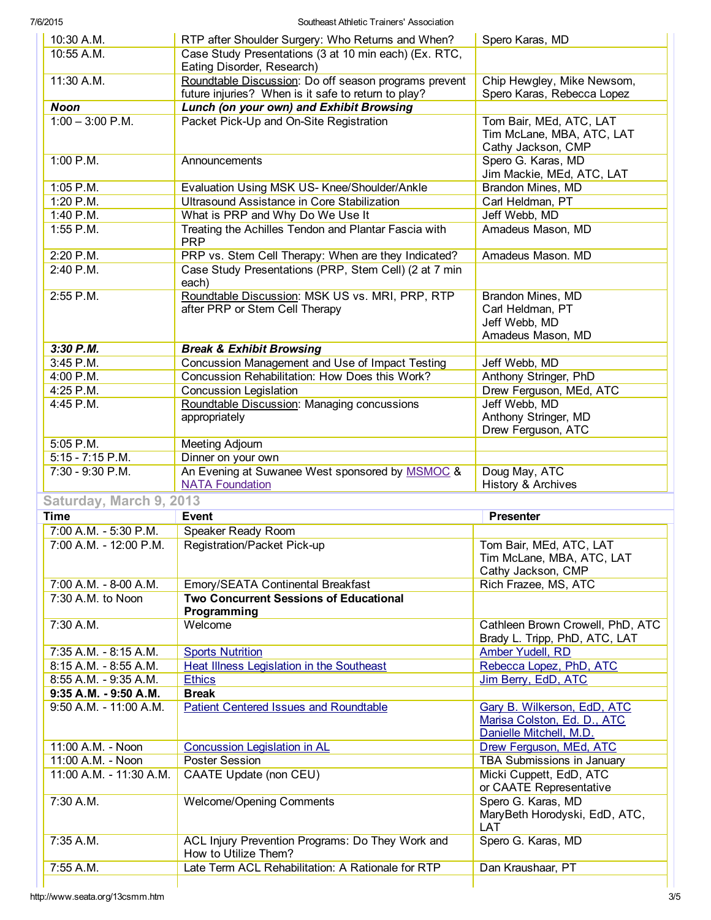| | | |
|---|---|---|
| 10:30 A.M. | RTP after Shoulder Surgery: Who Returns and When? | Spero Karas, MD |
| 10:55 A.M. | Case Study Presentations (3 at 10 min each) (Ex. RTC, Eating Disorder, Research) | |
| 11:30 A.M. | Roundtable Discussion: Do off season programs prevent future injuries? When is it safe to return to play? | Chip Hewgley, Mike Newsom, Spero Karas, Rebecca Lopez |
| ***Noon*** | ***Lunch (on your own) and Exhibit Browsing*** | |
| 1:00 – 3:00 P.M. | Packet Pick-Up and On-Site Registration | Tom Bair, MEd, ATC, LAT<br>Tim McLane, MBA, ATC, LAT<br>Cathy Jackson, CMP |
| 1:00 P.M. | Announcements | Spero G. Karas, MD<br>Jim Mackie, MEd, ATC, LAT |
| 1:05 P.M. | Evaluation Using MSK US- Knee/Shoulder/Ankle | Brandon Mines, MD |
| 1:20 P.M. | Ultrasound Assistance in Core Stabilization | Carl Heldman, PT |
| 1:40 P.M. | What is PRP and Why Do We Use It | Jeff Webb, MD |
| 1:55 P.M. | Treating the Achilles Tendon and Plantar Fascia with PRP | Amadeus Mason, MD |
| 2:20 P.M. | PRP vs. Stem Cell Therapy: When are they Indicated? | Amadeus Mason. MD |
| 2:40 P.M. | Case Study Presentations (PRP, Stem Cell) (2 at 7 min each) | |
| 2:55 P.M. | Roundtable Discussion: MSK US vs. MRI, PRP, RTP after PRP or Stem Cell Therapy | Brandon Mines, MD<br>Carl Heldman, PT<br>Jeff Webb, MD<br>Amadeus Mason, MD |
| ***3:30 P.M.*** | ***Break & Exhibit Browsing*** | |
| 3:45 P.M. | Concussion Management and Use of Impact Testing | Jeff Webb, MD |
| 4:00 P.M. | Concussion Rehabilitation: How Does this Work? | Anthony Stringer, PhD |
| 4:25 P.M. | Concussion Legislation | Drew Ferguson, MEd, ATC |
| 4:45 P.M. | Roundtable Discussion: Managing concussions appropriately | Jeff Webb, MD<br>Anthony Stringer, MD<br>Drew Ferguson, ATC |
| 5:05 P.M. | Meeting Adjourn | |
| 5:15 - 7:15 P.M. | Dinner on your own | |
| 7:30 - 9:30 P.M. | An Evening at Suwanee West sponsored by MSMOC & NATA Foundation | Doug May, ATC<br>History & Archives |

## Saturday, March 9, 2013

| Time | Event | Presenter |
|---|---|---|
| 7:00 A.M. - 5:30 P.M. | Speaker Ready Room | |
| 7:00 A.M. - 12:00 P.M. | Registration/Packet Pick-up | Tom Bair, MEd, ATC, LAT<br>Tim McLane, MBA, ATC, LAT<br>Cathy Jackson, CMP |
| 7:00 A.M. - 8-00 A.M. | Emory/SEATA Continental Breakfast | Rich Frazee, MS, ATC |
| 7:30 A.M. to Noon | **Two Concurrent Sessions of Educational Programming** | |
| 7:30 A.M. | Welcome | Cathleen Brown Crowell, PhD, ATC<br>Brady L. Tripp, PhD, ATC, LAT |
| 7:35 A.M. - 8:15 A.M. | Sports Nutrition | Amber Yudell, RD |
| 8:15 A.M. - 8:55 A.M. | Heat Illness Legislation in the Southeast | Rebecca Lopez, PhD, ATC |
| 8:55 A.M. - 9:35 A.M. | Ethics | Jim Berry, EdD, ATC |
| **9:35 A.M. - 9:50 A.M.** | **Break** | |
| 9:50 A.M. - 11:00 A.M. | Patient Centered Issues and Roundtable | Gary B. Wilkerson, EdD, ATC<br>Marisa Colston, Ed. D., ATC<br>Danielle Mitchell, M.D. |
| 11:00 A.M. - Noon | Concussion Legislation in AL | Drew Ferguson, MEd, ATC |
| 11:00 A.M. - Noon | Poster Session | TBA Submissions in January |
| 11:00 A.M. - 11:30 A.M. | CAATE Update (non CEU) | Micki Cuppett, EdD, ATC<br>or CAATE Representative |
| 7:30 A.M. | Welcome/Opening Comments | Spero G. Karas, MD<br>MaryBeth Horodyski, EdD, ATC, LAT |
| 7:35 A.M. | ACL Injury Prevention Programs: Do They Work and How to Utilize Them? | Spero G. Karas, MD |
| 7:55 A.M. | Late Term ACL Rehabilitation: A Rationale for RTP | Dan Kraushaar, PT |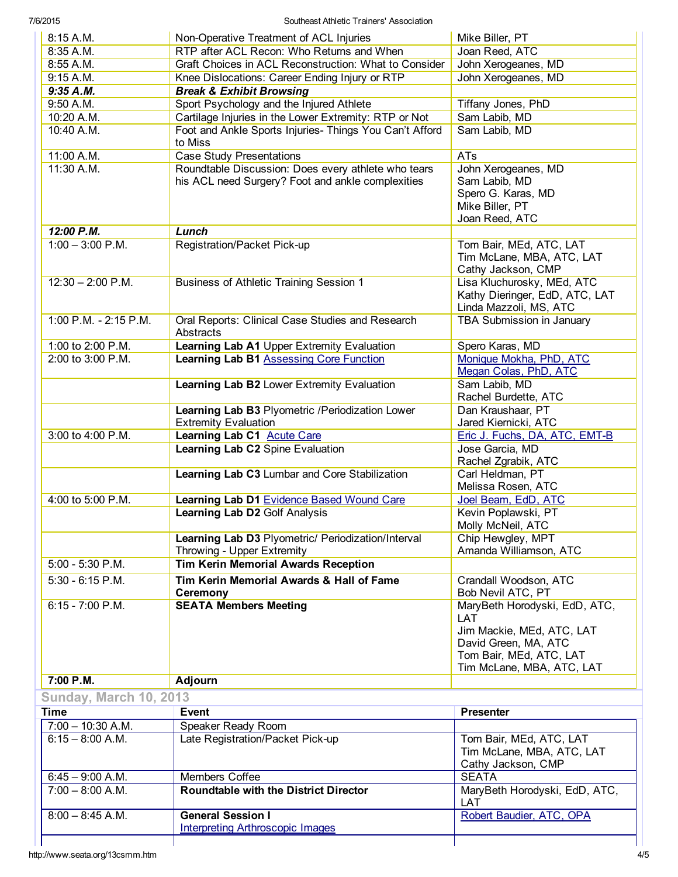| | | |
|---|---|---|
| 8:15 A.M. | Non-Operative Treatment of ACL Injuries | Mike Biller, PT |
| 8:35 A.M. | RTP after ACL Recon: Who Returns and When | Joan Reed, ATC |
| 8:55 A.M. | Graft Choices in ACL Reconstruction: What to Consider | John Xerogeanes, MD |
| 9:15 A.M. | Knee Dislocations: Career Ending Injury or RTP | John Xerogeanes, MD |
| ***9:35 A.M.*** | ***Break & Exhibit Browsing*** | |
| 9:50 A.M. | Sport Psychology and the Injured Athlete | Tiffany Jones, PhD |
| 10:20 A.M. | Cartilage Injuries in the Lower Extremity: RTP or Not | Sam Labib, MD |
| 10:40 A.M. | Foot and Ankle Sports Injuries- Things You Can't Afford to Miss | Sam Labib, MD |
| 11:00 A.M. | Case Study Presentations | ATs |
| 11:30 A.M. | Roundtable Discussion: Does every athlete who tears his ACL need Surgery? Foot and ankle complexities | John Xerogeanes, MD<br>Sam Labib, MD<br>Spero G. Karas, MD<br>Mike Biller, PT<br>Joan Reed, ATC |
| ***12:00 P.M.*** | ***Lunch*** | |
| 1:00 – 3:00 P.M. | Registration/Packet Pick-up | Tom Bair, MEd, ATC, LAT<br>Tim McLane, MBA, ATC, LAT<br>Cathy Jackson, CMP |
| 12:30 – 2:00 P.M. | Business of Athletic Training Session 1 | Lisa Kluchurosky, MEd, ATC<br>Kathy Dieringer, EdD, ATC, LAT<br>Linda Mazzoli, MS, ATC |
| 1:00 P.M. - 2:15 P.M. | Oral Reports: Clinical Case Studies and Research Abstracts | TBA Submission in January |
| 1:00 to 2:00 P.M. | **Learning Lab A1** Upper Extremity Evaluation | Spero Karas, MD |
| 2:00 to 3:00 P.M. | **Learning Lab B1** Assessing Core Function | Monique Mokha, PhD, ATC<br>Megan Colas, PhD, ATC |
| | **Learning Lab B2** Lower Extremity Evaluation | Sam Labib, MD<br>Rachel Burdette, ATC |
| | **Learning Lab B3** Plyometric /Periodization Lower Extremity Evaluation | Dan Kraushaar, PT<br>Jared Kiernicki, ATC |
| 3:00 to 4:00 P.M. | **Learning Lab C1** Acute Care | Eric J. Fuchs, DA, ATC, EMT-B |
| | **Learning Lab C2** Spine Evaluation | Jose Garcia, MD<br>Rachel Zgrabik, ATC |
| | **Learning Lab C3** Lumbar and Core Stabilization | Carl Heldman, PT<br>Melissa Rosen, ATC |
| 4:00 to 5:00 P.M. | **Learning Lab D1** Evidence Based Wound Care | Joel Beam, EdD, ATC |
| | **Learning Lab D2** Golf Analysis | Kevin Poplawski, PT<br>Molly McNeil, ATC |
| | **Learning Lab D3** Plyometric/ Periodization/Interval Throwing - Upper Extremity | Chip Hewgley, MPT<br>Amanda Williamson, ATC |
| 5:00 - 5:30 P.M. | **Tim Kerin Memorial Awards Reception** | |
| 5:30 - 6:15 P.M. | **Tim Kerin Memorial Awards & Hall of Fame Ceremony** | Crandall Woodson, ATC<br>Bob Nevil ATC, PT |
| 6:15 - 7:00 P.M. | **SEATA Members Meeting** | MaryBeth Horodyski, EdD, ATC, LAT<br>Jim Mackie, MEd, ATC, LAT<br>David Green, MA, ATC<br>Tom Bair, MEd, ATC, LAT<br>Tim McLane, MBA, ATC, LAT |
| **7:00 P.M.** | **Adjourn** | |

## Sunday, March 10, 2013

| Time | Event | Presenter |
|---|---|---|
| 7:00 – 10:30 A.M. | Speaker Ready Room | |
| 6:15 – 8:00 A.M. | Late Registration/Packet Pick-up | Tom Bair, MEd, ATC, LAT<br>Tim McLane, MBA, ATC, LAT<br>Cathy Jackson, CMP |
| 6:45 – 9:00 A.M. | Members Coffee | SEATA |
| 7:00 – 8:00 A.M. | **Roundtable with the District Director** | MaryBeth Horodyski, EdD, ATC, LAT |
| 8:00 – 8:45 A.M. | **General Session I**<br>Interpreting Arthroscopic Images | Robert Baudier, ATC, OPA |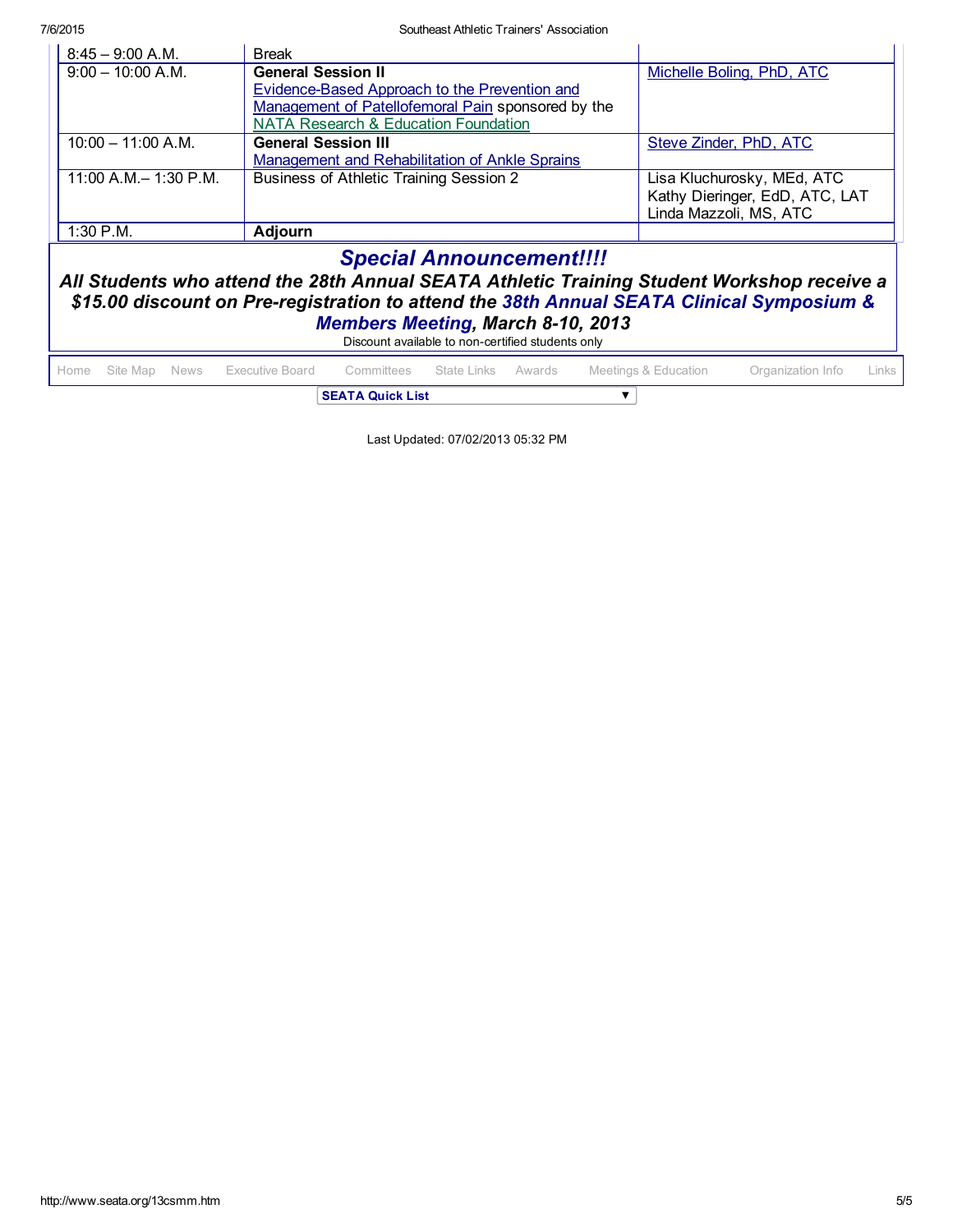| | | |
|---|---|---|
| 8:45 – 9:00 A.M. | Break | |
| 9:00 – 10:00 A.M. | **General Session II**<br>Evidence-Based Approach to the Prevention and Management of Patellofemoral Pain sponsored by the NATA Research & Education Foundation | Michelle Boling, PhD, ATC |
| 10:00 – 11:00 A.M. | **General Session III**<br>Management and Rehabilitation of Ankle Sprains | Steve Zinder, PhD, ATC |
| 11:00 A.M.– 1:30 P.M. | Business of Athletic Training Session 2 | Lisa Kluchurosky, MEd, ATC<br>Kathy Dieringer, EdD, ATC, LAT<br>Linda Mazzoli, MS, ATC |
| 1:30 P.M. | **Adjourn** | |

## *Special Announcement!!!!*

***All Students who attend the 28th Annual SEATA Athletic Training Student Workshop receive a $15.00 discount on Pre-registration to attend the 38th Annual SEATA Clinical Symposium & Members Meeting, March 8-10, 2013***

Discount available to non-certified students only

Home Site Map News Executive Board Committees State Links Awards Meetings & Education Organization Info Links

SEATA Quick List

Last Updated: 07/02/2013 05:32 PM